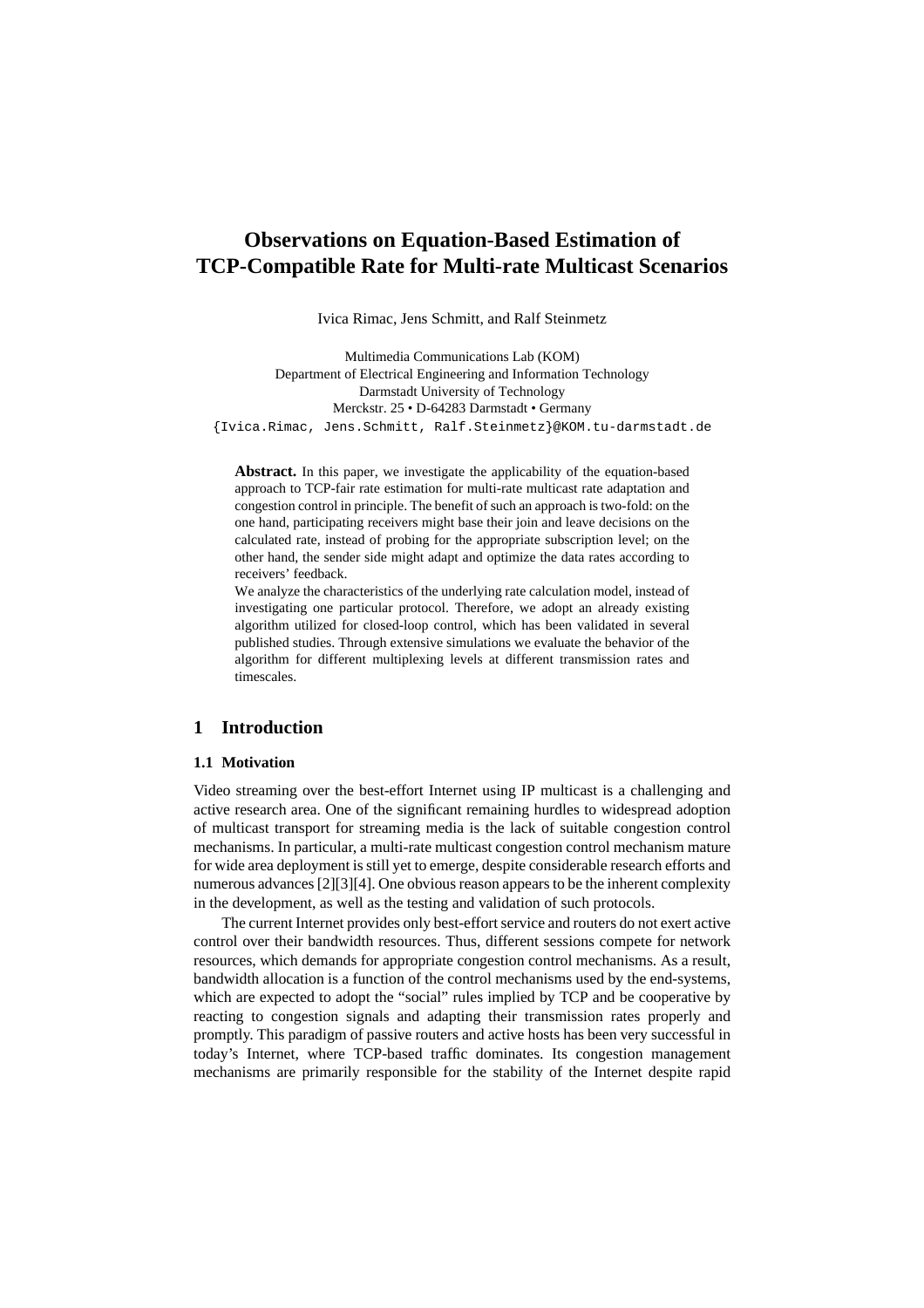# Observations on Equation-Based Estimation of TCP-Compatible Rate for Multi-rate Multicast Scenarios

Ivica Rimac, Jens Schmitt, and Ralf Steinmetz

Multimedia Communications Lab (KOM)
Department of Electrical Engineering and Information Technology
Darmstadt University of Technology
Merckstr. 25 • D-64283 Darmstadt • Germany
{Ivica.Rimac, Jens.Schmitt, Ralf.Steinmetz}@KOM.tu-darmstadt.de

**Abstract.** In this paper, we investigate the applicability of the equation-based approach to TCP-fair rate estimation for multi-rate multicast rate adaptation and congestion control in principle. The benefit of such an approach is two-fold: on the one hand, participating receivers might base their join and leave decisions on the calculated rate, instead of probing for the appropriate subscription level; on the other hand, the sender side might adapt and optimize the data rates according to receivers' feedback.

We analyze the characteristics of the underlying rate calculation model, instead of investigating one particular protocol. Therefore, we adopt an already existing algorithm utilized for closed-loop control, which has been validated in several published studies. Through extensive simulations we evaluate the behavior of the algorithm for different multiplexing levels at different transmission rates and timescales.

## 1 Introduction

### 1.1 Motivation

Video streaming over the best-effort Internet using IP multicast is a challenging and active research area. One of the significant remaining hurdles to widespread adoption of multicast transport for streaming media is the lack of suitable congestion control mechanisms. In particular, a multi-rate multicast congestion control mechanism mature for wide area deployment is still yet to emerge, despite considerable research efforts and numerous advances [2][3][4]. One obvious reason appears to be the inherent complexity in the development, as well as the testing and validation of such protocols.

The current Internet provides only best-effort service and routers do not exert active control over their bandwidth resources. Thus, different sessions compete for network resources, which demands for appropriate congestion control mechanisms. As a result, bandwidth allocation is a function of the control mechanisms used by the end-systems, which are expected to adopt the "social" rules implied by TCP and be cooperative by reacting to congestion signals and adapting their transmission rates properly and promptly. This paradigm of passive routers and active hosts has been very successful in today's Internet, where TCP-based traffic dominates. Its congestion management mechanisms are primarily responsible for the stability of the Internet despite rapid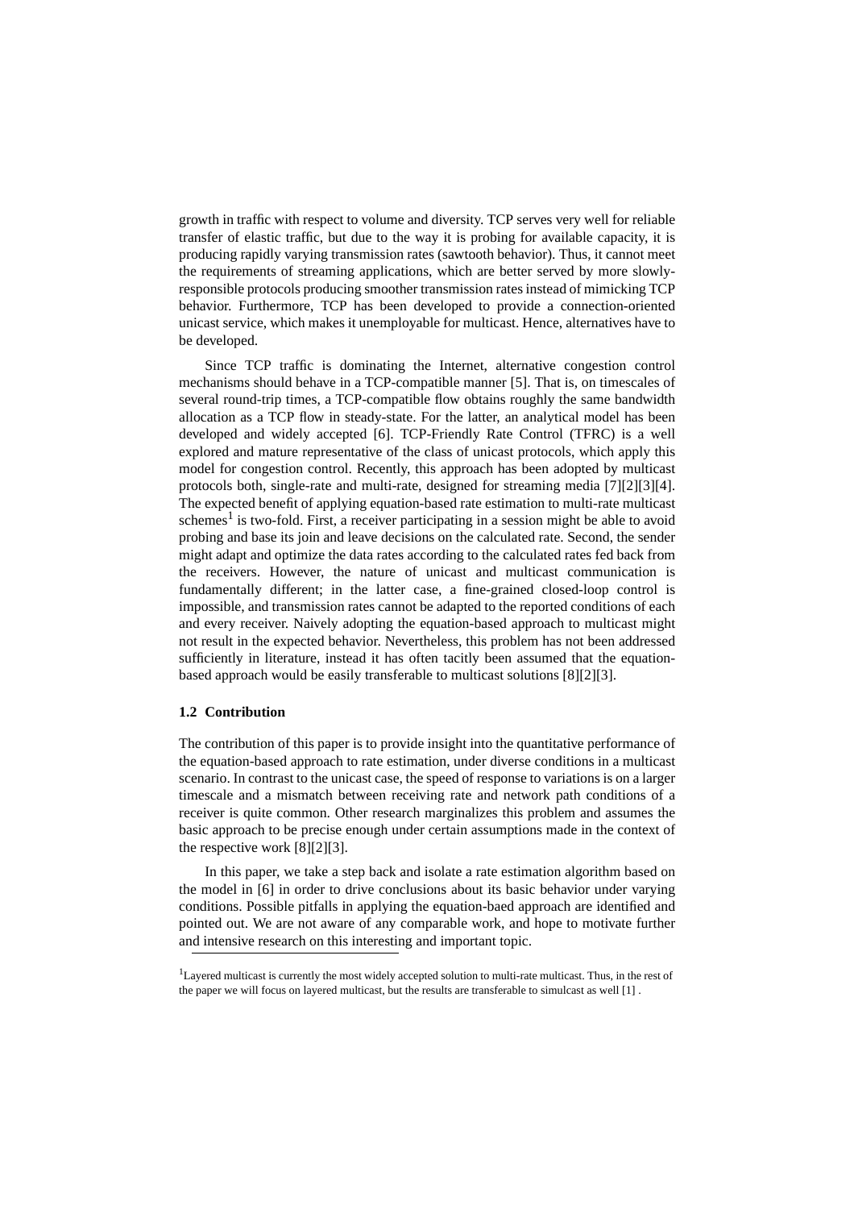growth in traffic with respect to volume and diversity. TCP serves very well for reliable transfer of elastic traffic, but due to the way it is probing for available capacity, it is producing rapidly varying transmission rates (sawtooth behavior). Thus, it cannot meet the requirements of streaming applications, which are better served by more slowly-responsible protocols producing smoother transmission rates instead of mimicking TCP behavior. Furthermore, TCP has been developed to provide a connection-oriented unicast service, which makes it unemployable for multicast. Hence, alternatives have to be developed.

Since TCP traffic is dominating the Internet, alternative congestion control mechanisms should behave in a TCP-compatible manner [5]. That is, on timescales of several round-trip times, a TCP-compatible flow obtains roughly the same bandwidth allocation as a TCP flow in steady-state. For the latter, an analytical model has been developed and widely accepted [6]. TCP-Friendly Rate Control (TFRC) is a well explored and mature representative of the class of unicast protocols, which apply this model for congestion control. Recently, this approach has been adopted by multicast protocols both, single-rate and multi-rate, designed for streaming media [7][2][3][4]. The expected benefit of applying equation-based rate estimation to multi-rate multicast schemes[1] is two-fold. First, a receiver participating in a session might be able to avoid probing and base its join and leave decisions on the calculated rate. Second, the sender might adapt and optimize the data rates according to the calculated rates fed back from the receivers. However, the nature of unicast and multicast communication is fundamentally different; in the latter case, a fine-grained closed-loop control is impossible, and transmission rates cannot be adapted to the reported conditions of each and every receiver. Naively adopting the equation-based approach to multicast might not result in the expected behavior. Nevertheless, this problem has not been addressed sufficiently in literature, instead it has often tacitly been assumed that the equation-based approach would be easily transferable to multicast solutions [8][2][3].

### 1.2 Contribution

The contribution of this paper is to provide insight into the quantitative performance of the equation-based approach to rate estimation, under diverse conditions in a multicast scenario. In contrast to the unicast case, the speed of response to variations is on a larger timescale and a mismatch between receiving rate and network path conditions of a receiver is quite common. Other research marginalizes this problem and assumes the basic approach to be precise enough under certain assumptions made in the context of the respective work [8][2][3].

In this paper, we take a step back and isolate a rate estimation algorithm based on the model in [6] in order to drive conclusions about its basic behavior under varying conditions. Possible pitfalls in applying the equation-baed approach are identified and pointed out. We are not aware of any comparable work, and hope to motivate further and intensive research on this interesting and important topic.

[1] Layered multicast is currently the most widely accepted solution to multi-rate multicast. Thus, in the rest of the paper we will focus on layered multicast, but the results are transferable to simulcast as well [1] .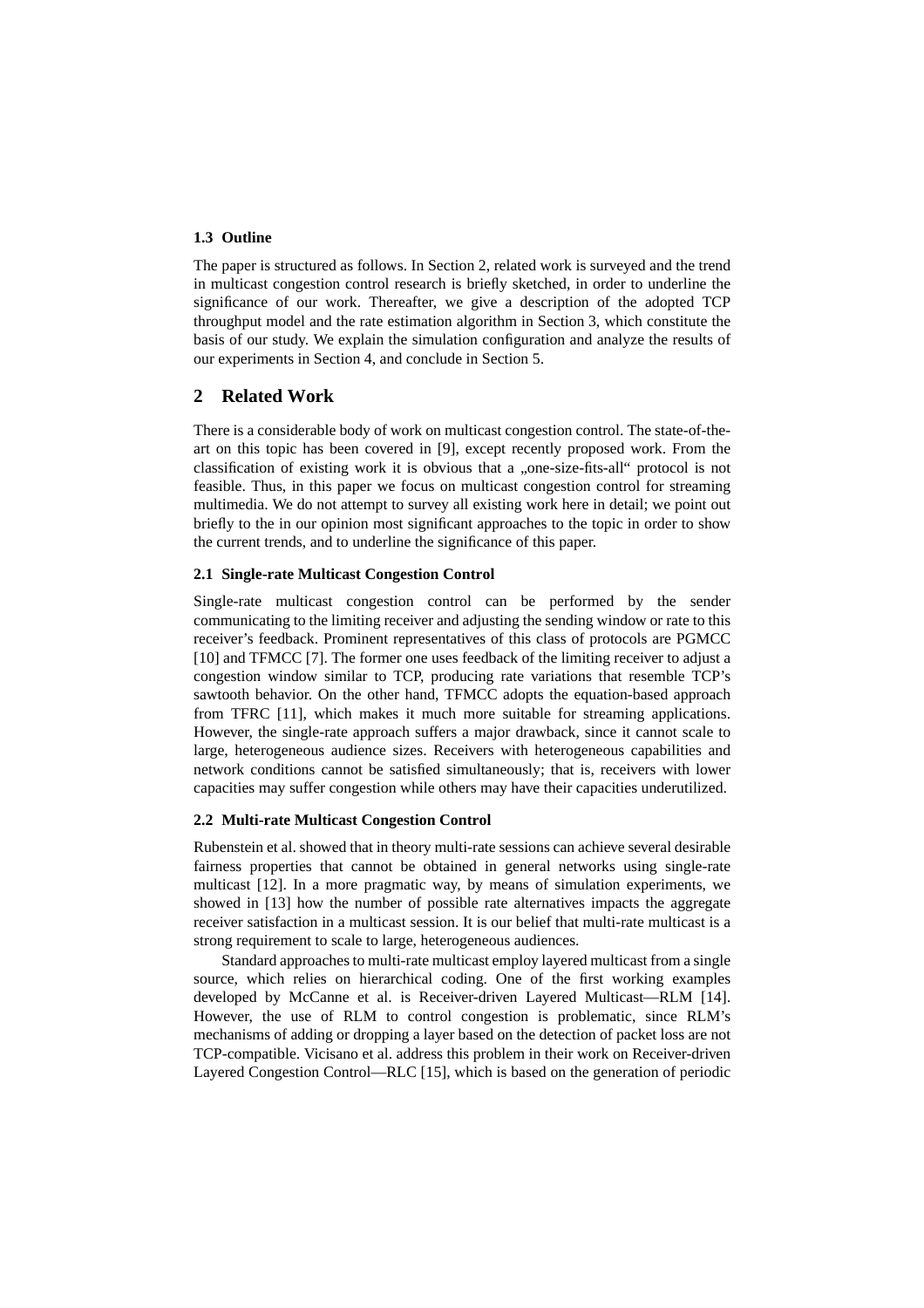### 1.3 Outline

The paper is structured as follows. In Section 2, related work is surveyed and the trend in multicast congestion control research is briefly sketched, in order to underline the significance of our work. Thereafter, we give a description of the adopted TCP throughput model and the rate estimation algorithm in Section 3, which constitute the basis of our study. We explain the simulation configuration and analyze the results of our experiments in Section 4, and conclude in Section 5.

## 2 Related Work

There is a considerable body of work on multicast congestion control. The state-of-the-art on this topic has been covered in [9], except recently proposed work. From the classification of existing work it is obvious that a „one-size-fits-all“ protocol is not feasible. Thus, in this paper we focus on multicast congestion control for streaming multimedia. We do not attempt to survey all existing work here in detail; we point out briefly to the in our opinion most significant approaches to the topic in order to show the current trends, and to underline the significance of this paper.

### 2.1 Single-rate Multicast Congestion Control

Single-rate multicast congestion control can be performed by the sender communicating to the limiting receiver and adjusting the sending window or rate to this receiver's feedback. Prominent representatives of this class of protocols are PGMCC [10] and TFMCC [7]. The former one uses feedback of the limiting receiver to adjust a congestion window similar to TCP, producing rate variations that resemble TCP's sawtooth behavior. On the other hand, TFMCC adopts the equation-based approach from TFRC [11], which makes it much more suitable for streaming applications. However, the single-rate approach suffers a major drawback, since it cannot scale to large, heterogeneous audience sizes. Receivers with heterogeneous capabilities and network conditions cannot be satisfied simultaneously; that is, receivers with lower capacities may suffer congestion while others may have their capacities underutilized.

### 2.2 Multi-rate Multicast Congestion Control

Rubenstein et al. showed that in theory multi-rate sessions can achieve several desirable fairness properties that cannot be obtained in general networks using single-rate multicast [12]. In a more pragmatic way, by means of simulation experiments, we showed in [13] how the number of possible rate alternatives impacts the aggregate receiver satisfaction in a multicast session. It is our belief that multi-rate multicast is a strong requirement to scale to large, heterogeneous audiences.

Standard approaches to multi-rate multicast employ layered multicast from a single source, which relies on hierarchical coding. One of the first working examples developed by McCanne et al. is Receiver-driven Layered Multicast—RLM [14]. However, the use of RLM to control congestion is problematic, since RLM's mechanisms of adding or dropping a layer based on the detection of packet loss are not TCP-compatible. Vicisano et al. address this problem in their work on Receiver-driven Layered Congestion Control—RLC [15], which is based on the generation of periodic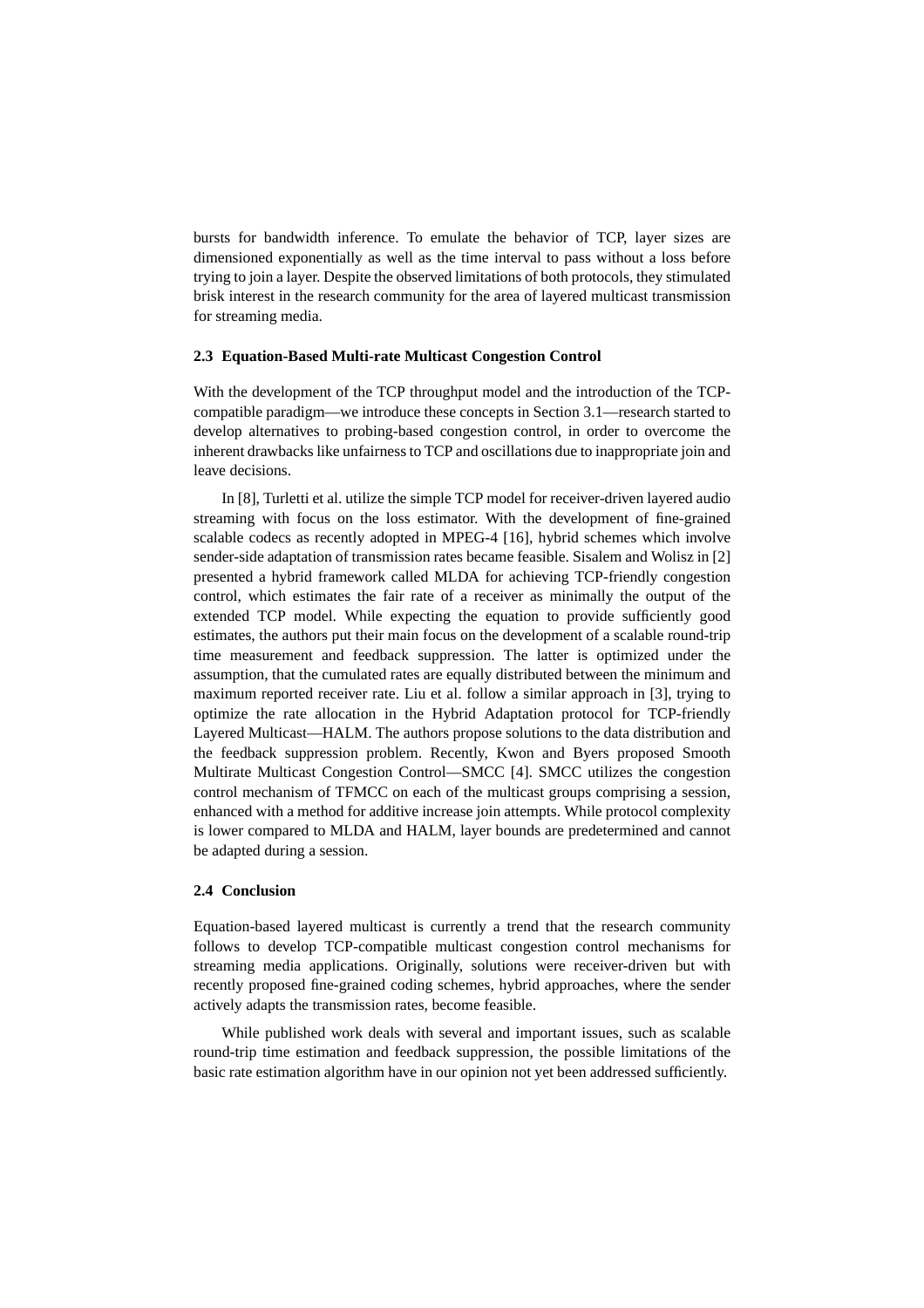bursts for bandwidth inference. To emulate the behavior of TCP, layer sizes are dimensioned exponentially as well as the time interval to pass without a loss before trying to join a layer. Despite the observed limitations of both protocols, they stimulated brisk interest in the research community for the area of layered multicast transmission for streaming media.

### 2.3 Equation-Based Multi-rate Multicast Congestion Control

With the development of the TCP throughput model and the introduction of the TCP-compatible paradigm—we introduce these concepts in Section 3.1—research started to develop alternatives to probing-based congestion control, in order to overcome the inherent drawbacks like unfairness to TCP and oscillations due to inappropriate join and leave decisions.

In [8], Turletti et al. utilize the simple TCP model for receiver-driven layered audio streaming with focus on the loss estimator. With the development of fine-grained scalable codecs as recently adopted in MPEG-4 [16], hybrid schemes which involve sender-side adaptation of transmission rates became feasible. Sisalem and Wolisz in [2] presented a hybrid framework called MLDA for achieving TCP-friendly congestion control, which estimates the fair rate of a receiver as minimally the output of the extended TCP model. While expecting the equation to provide sufficiently good estimates, the authors put their main focus on the development of a scalable round-trip time measurement and feedback suppression. The latter is optimized under the assumption, that the cumulated rates are equally distributed between the minimum and maximum reported receiver rate. Liu et al. follow a similar approach in [3], trying to optimize the rate allocation in the Hybrid Adaptation protocol for TCP-friendly Layered Multicast—HALM. The authors propose solutions to the data distribution and the feedback suppression problem. Recently, Kwon and Byers proposed Smooth Multirate Multicast Congestion Control—SMCC [4]. SMCC utilizes the congestion control mechanism of TFMCC on each of the multicast groups comprising a session, enhanced with a method for additive increase join attempts. While protocol complexity is lower compared to MLDA and HALM, layer bounds are predetermined and cannot be adapted during a session.

### 2.4 Conclusion

Equation-based layered multicast is currently a trend that the research community follows to develop TCP-compatible multicast congestion control mechanisms for streaming media applications. Originally, solutions were receiver-driven but with recently proposed fine-grained coding schemes, hybrid approaches, where the sender actively adapts the transmission rates, become feasible.

While published work deals with several and important issues, such as scalable round-trip time estimation and feedback suppression, the possible limitations of the basic rate estimation algorithm have in our opinion not yet been addressed sufficiently.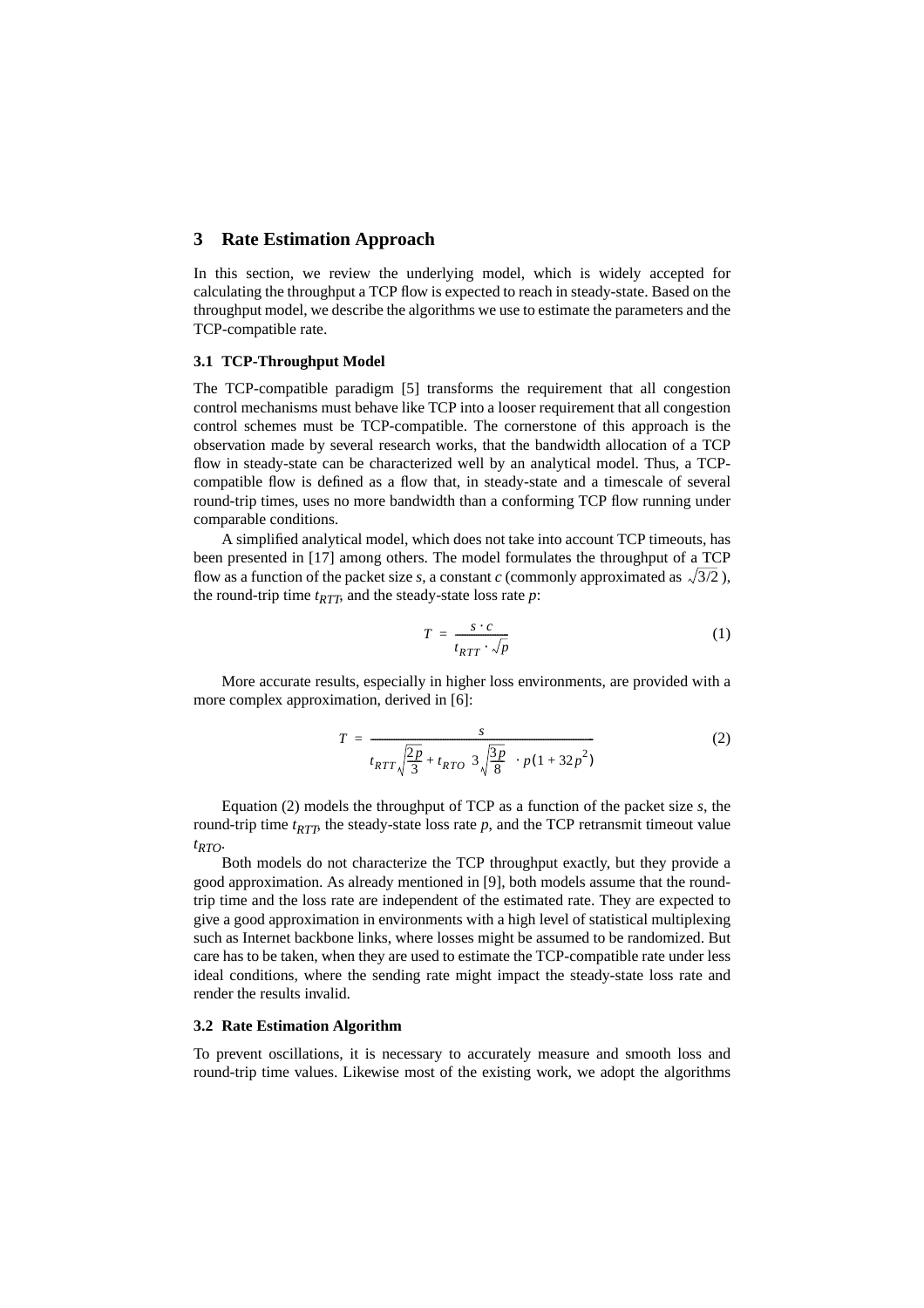## 3 Rate Estimation Approach

In this section, we review the underlying model, which is widely accepted for calculating the throughput a TCP flow is expected to reach in steady-state. Based on the throughput model, we describe the algorithms we use to estimate the parameters and the TCP-compatible rate.

### 3.1 TCP-Throughput Model

The TCP-compatible paradigm [5] transforms the requirement that all congestion control mechanisms must behave like TCP into a looser requirement that all congestion control schemes must be TCP-compatible. The cornerstone of this approach is the observation made by several research works, that the bandwidth allocation of a TCP flow in steady-state can be characterized well by an analytical model. Thus, a TCP-compatible flow is defined as a flow that, in steady-state and a timescale of several round-trip times, uses no more bandwidth than a conforming TCP flow running under comparable conditions.

A simplified analytical model, which does not take into account TCP timeouts, has been presented in [17] among others. The model formulates the throughput of a TCP flow as a function of the packet size $s$, a constant $c$ (commonly approximated as $\sqrt{3/2}$), the round-trip time $t_{RTT}$, and the steady-state loss rate $p$:

$$T = \frac{s \cdot c}{t_{RTT} \cdot \sqrt{p}} \tag{1}$$

More accurate results, especially in higher loss environments, are provided with a more complex approximation, derived in [6]:

$$T = \frac{s}{t_{RTT}\sqrt{\frac{2p}{3}} + t_{RTO}\left(3\sqrt{\frac{3p}{8}}\right) \cdot p(1 + 32p^2)} \tag{2}$$

Equation (2) models the throughput of TCP as a function of the packet size $s$, the round-trip time $t_{RTT}$, the steady-state loss rate $p$, and the TCP retransmit timeout value $t_{RTO}$.

Both models do not characterize the TCP throughput exactly, but they provide a good approximation. As already mentioned in [9], both models assume that the round-trip time and the loss rate are independent of the estimated rate. They are expected to give a good approximation in environments with a high level of statistical multiplexing such as Internet backbone links, where losses might be assumed to be randomized. But care has to be taken, when they are used to estimate the TCP-compatible rate under less ideal conditions, where the sending rate might impact the steady-state loss rate and render the results invalid.

### 3.2 Rate Estimation Algorithm

To prevent oscillations, it is necessary to accurately measure and smooth loss and round-trip time values. Likewise most of the existing work, we adopt the algorithms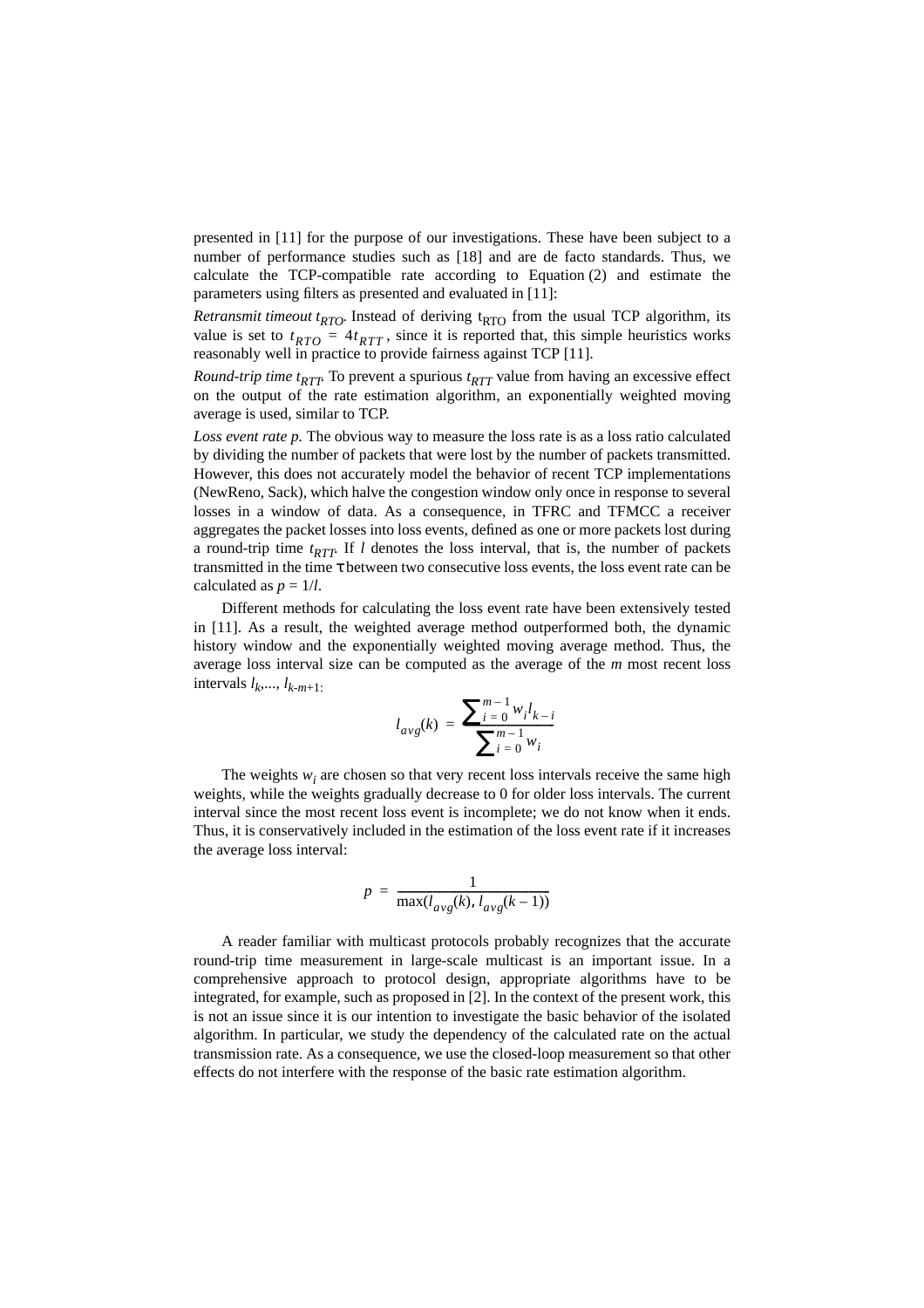presented in [11] for the purpose of our investigations. These have been subject to a number of performance studies such as [18] and are de facto standards. Thus, we calculate the TCP-compatible rate according to Equation (2) and estimate the parameters using filters as presented and evaluated in [11]:

*Retransmit timeout $t_{RTO}$.* Instead of deriving $t_{RTO}$ from the usual TCP algorithm, its value is set to $t_{RTO} = 4t_{RTT}$, since it is reported that, this simple heuristics works reasonably well in practice to provide fairness against TCP [11].

*Round-trip time $t_{RTT}$.* To prevent a spurious $t_{RTT}$ value from having an excessive effect on the output of the rate estimation algorithm, an exponentially weighted moving average is used, similar to TCP.

*Loss event rate p.* The obvious way to measure the loss rate is as a loss ratio calculated by dividing the number of packets that were lost by the number of packets transmitted. However, this does not accurately model the behavior of recent TCP implementations (NewReno, Sack), which halve the congestion window only once in response to several losses in a window of data. As a consequence, in TFRC and TFMCC a receiver aggregates the packet losses into loss events, defined as one or more packets lost during a round-trip time $t_{RTT}$. If $l$ denotes the loss interval, that is, the number of packets transmitted in the time $\tau$ between two consecutive loss events, the loss event rate can be calculated as $p = 1/l$.

Different methods for calculating the loss event rate have been extensively tested in [11]. As a result, the weighted average method outperformed both, the dynamic history window and the exponentially weighted moving average method. Thus, the average loss interval size can be computed as the average of the $m$ most recent loss intervals $l_k,..., l_{k-m+1}$:

$$l_{avg}(k) = \frac{\sum_{i=0}^{m-1} w_i l_{k-i}}{\sum_{i=0}^{m-1} w_i}$$

The weights $w_i$ are chosen so that very recent loss intervals receive the same high weights, while the weights gradually decrease to 0 for older loss intervals. The current interval since the most recent loss event is incomplete; we do not know when it ends. Thus, it is conservatively included in the estimation of the loss event rate if it increases the average loss interval:

$$p = \frac{1}{\max(l_{avg}(k), l_{avg}(k-1))}$$

A reader familiar with multicast protocols probably recognizes that the accurate round-trip time measurement in large-scale multicast is an important issue. In a comprehensive approach to protocol design, appropriate algorithms have to be integrated, for example, such as proposed in [2]. In the context of the present work, this is not an issue since it is our intention to investigate the basic behavior of the isolated algorithm. In particular, we study the dependency of the calculated rate on the actual transmission rate. As a consequence, we use the closed-loop measurement so that other effects do not interfere with the response of the basic rate estimation algorithm.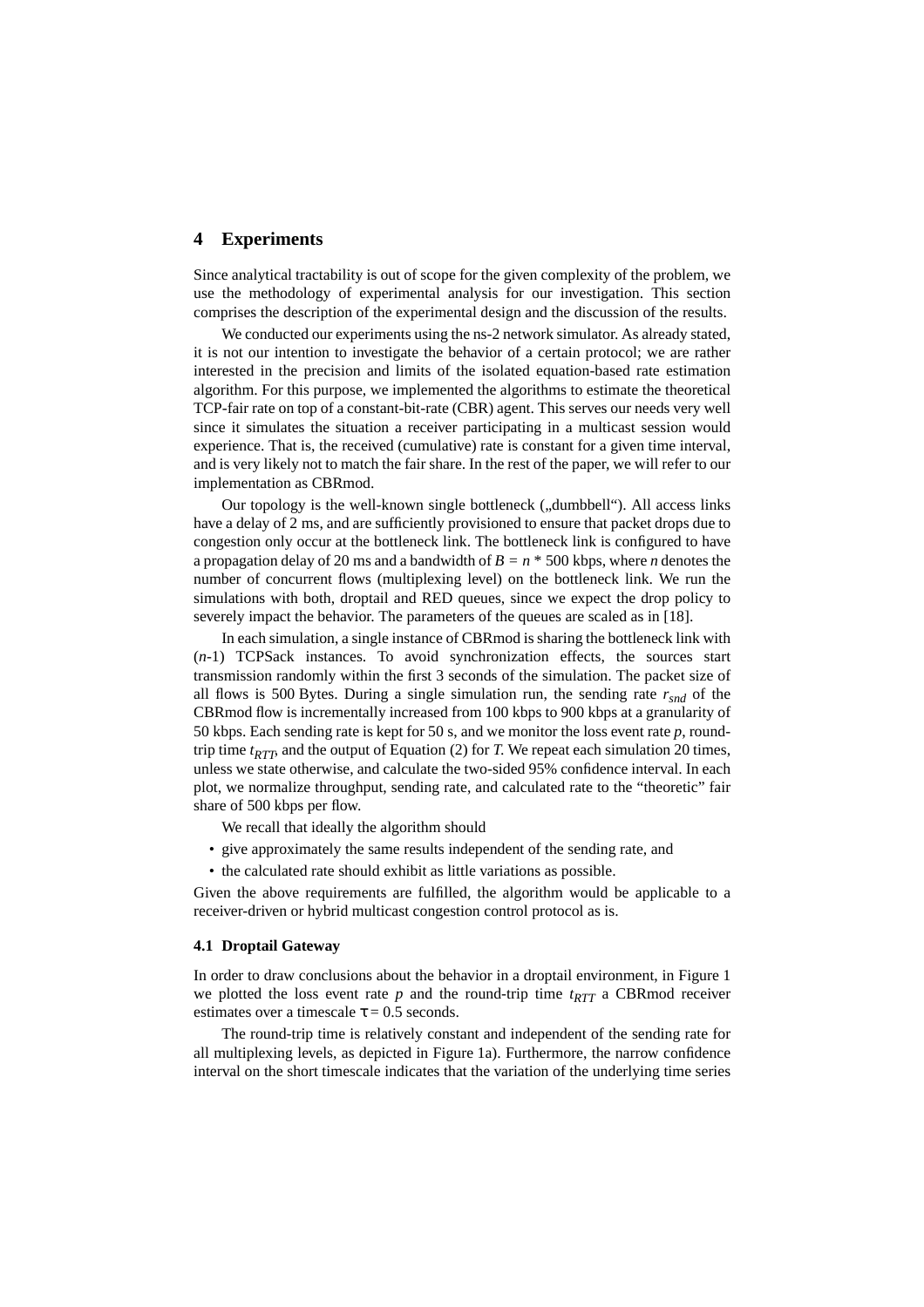## 4 Experiments

Since analytical tractability is out of scope for the given complexity of the problem, we use the methodology of experimental analysis for our investigation. This section comprises the description of the experimental design and the discussion of the results.

We conducted our experiments using the ns-2 network simulator. As already stated, it is not our intention to investigate the behavior of a certain protocol; we are rather interested in the precision and limits of the isolated equation-based rate estimation algorithm. For this purpose, we implemented the algorithms to estimate the theoretical TCP-fair rate on top of a constant-bit-rate (CBR) agent. This serves our needs very well since it simulates the situation a receiver participating in a multicast session would experience. That is, the received (cumulative) rate is constant for a given time interval, and is very likely not to match the fair share. In the rest of the paper, we will refer to our implementation as CBRmod.

Our topology is the well-known single bottleneck („dumbbell"). All access links have a delay of 2 ms, and are sufficiently provisioned to ensure that packet drops due to congestion only occur at the bottleneck link. The bottleneck link is configured to have a propagation delay of 20 ms and a bandwidth of $B = n * 500$ kbps, where $n$ denotes the number of concurrent flows (multiplexing level) on the bottleneck link. We run the simulations with both, droptail and RED queues, since we expect the drop policy to severely impact the behavior. The parameters of the queues are scaled as in [18].

In each simulation, a single instance of CBRmod is sharing the bottleneck link with ($n$-1) TCPSack instances. To avoid synchronization effects, the sources start transmission randomly within the first 3 seconds of the simulation. The packet size of all flows is 500 Bytes. During a single simulation run, the sending rate $r_{snd}$ of the CBRmod flow is incrementally increased from 100 kbps to 900 kbps at a granularity of 50 kbps. Each sending rate is kept for 50 s, and we monitor the loss event rate $p$, round-trip time $t_{RTT}$, and the output of Equation (2) for $T$. We repeat each simulation 20 times, unless we state otherwise, and calculate the two-sided 95% confidence interval. In each plot, we normalize throughput, sending rate, and calculated rate to the "theoretic" fair share of 500 kbps per flow.

We recall that ideally the algorithm should

- give approximately the same results independent of the sending rate, and
- the calculated rate should exhibit as little variations as possible.

Given the above requirements are fulfilled, the algorithm would be applicable to a receiver-driven or hybrid multicast congestion control protocol as is.

### 4.1 Droptail Gateway

In order to draw conclusions about the behavior in a droptail environment, in Figure 1 we plotted the loss event rate $p$ and the round-trip time $t_{RTT}$ a CBRmod receiver estimates over a timescale $\tau = 0.5$ seconds.

The round-trip time is relatively constant and independent of the sending rate for all multiplexing levels, as depicted in Figure 1a). Furthermore, the narrow confidence interval on the short timescale indicates that the variation of the underlying time series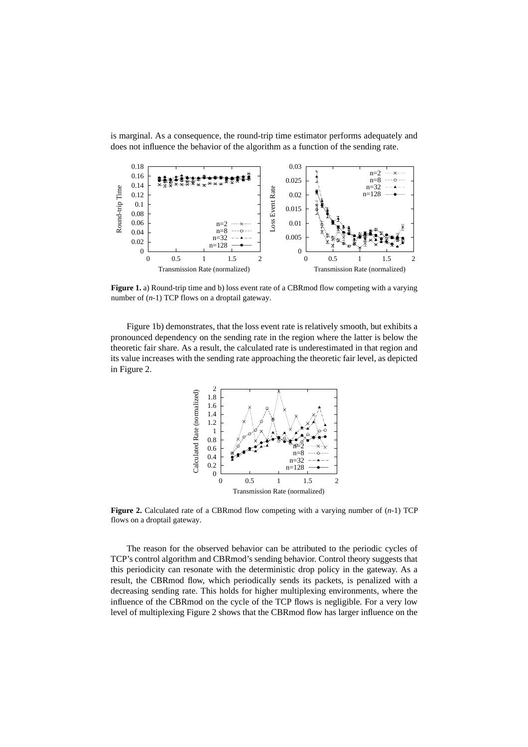is marginal. As a consequence, the round-trip time estimator performs adequately and does not influence the behavior of the algorithm as a function of the sending rate.

**Figure 1.** a) Round-trip time and b) loss event rate of a CBRmod flow competing with a varying number of (*n*-1) TCP flows on a droptail gateway.

Figure 1b) demonstrates, that the loss event rate is relatively smooth, but exhibits a pronounced dependency on the sending rate in the region where the latter is below the theoretic fair share. As a result, the calculated rate is underestimated in that region and its value increases with the sending rate approaching the theoretic fair level, as depicted in Figure 2.

**Figure 2.** Calculated rate of a CBRmod flow competing with a varying number of (*n*-1) TCP flows on a droptail gateway.

The reason for the observed behavior can be attributed to the periodic cycles of TCP's control algorithm and CBRmod's sending behavior. Control theory suggests that this periodicity can resonate with the deterministic drop policy in the gateway. As a result, the CBRmod flow, which periodically sends its packets, is penalized with a decreasing sending rate. This holds for higher multiplexing environments, where the influence of the CBRmod on the cycle of the TCP flows is negligible. For a very low level of multiplexing Figure 2 shows that the CBRmod flow has larger influence on the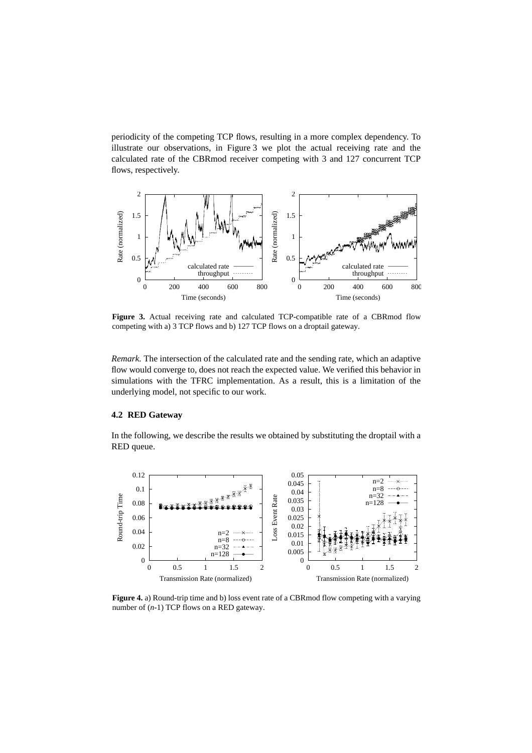periodicity of the competing TCP flows, resulting in a more complex dependency. To illustrate our observations, in Figure 3 we plot the actual receiving rate and the calculated rate of the CBRmod receiver competing with 3 and 127 concurrent TCP flows, respectively.

**Figure 3.** Actual receiving rate and calculated TCP-compatible rate of a CBRmod flow competing with a) 3 TCP flows and b) 127 TCP flows on a droptail gateway.

*Remark.* The intersection of the calculated rate and the sending rate, which an adaptive flow would converge to, does not reach the expected value. We verified this behavior in simulations with the TFRC implementation. As a result, this is a limitation of the underlying model, not specific to our work.

### 4.2 RED Gateway

In the following, we describe the results we obtained by substituting the droptail with a RED queue.

**Figure 4.** a) Round-trip time and b) loss event rate of a CBRmod flow competing with a varying number of ($n$-1) TCP flows on a RED gateway.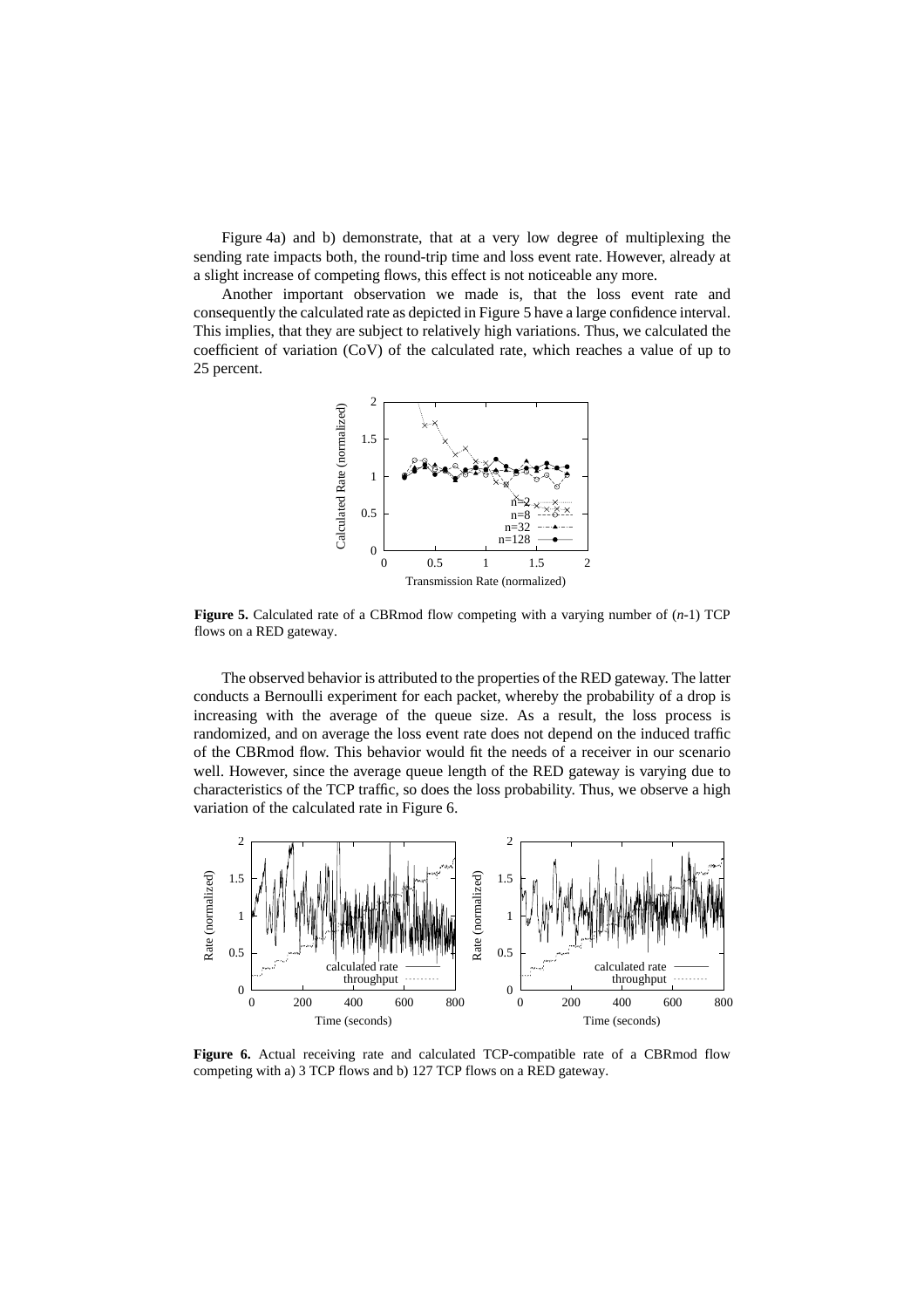Figure 4a) and b) demonstrate, that at a very low degree of multiplexing the sending rate impacts both, the round-trip time and loss event rate. However, already at a slight increase of competing flows, this effect is not noticeable any more.

Another important observation we made is, that the loss event rate and consequently the calculated rate as depicted in Figure 5 have a large confidence interval. This implies, that they are subject to relatively high variations. Thus, we calculated the coefficient of variation (CoV) of the calculated rate, which reaches a value of up to 25 percent.

**Figure 5.** Calculated rate of a CBRmod flow competing with a varying number of (*n*-1) TCP flows on a RED gateway.

The observed behavior is attributed to the properties of the RED gateway. The latter conducts a Bernoulli experiment for each packet, whereby the probability of a drop is increasing with the average of the queue size. As a result, the loss process is randomized, and on average the loss event rate does not depend on the induced traffic of the CBRmod flow. This behavior would fit the needs of a receiver in our scenario well. However, since the average queue length of the RED gateway is varying due to characteristics of the TCP traffic, so does the loss probability. Thus, we observe a high variation of the calculated rate in Figure 6.

**Figure 6.** Actual receiving rate and calculated TCP-compatible rate of a CBRmod flow competing with a) 3 TCP flows and b) 127 TCP flows on a RED gateway.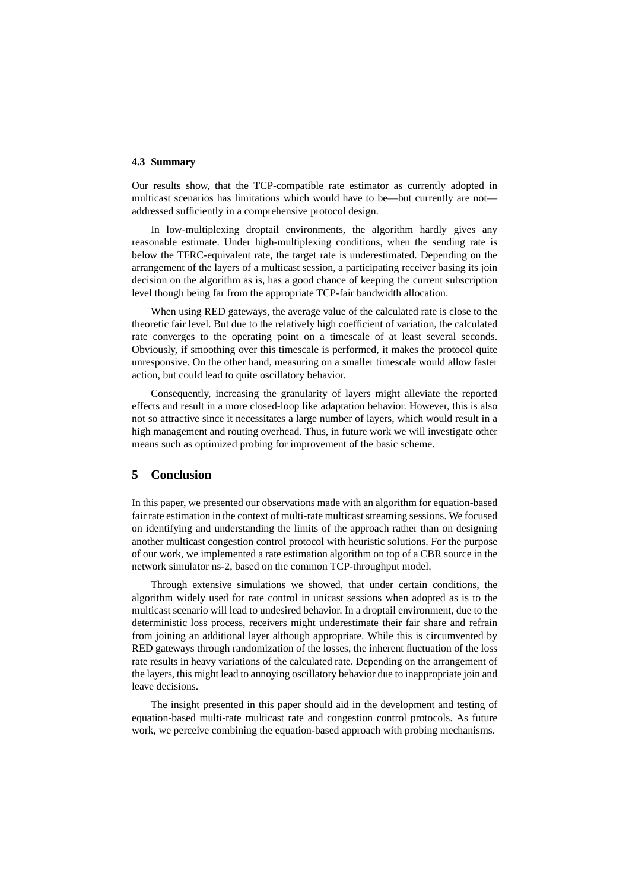### 4.3 Summary

Our results show, that the TCP-compatible rate estimator as currently adopted in multicast scenarios has limitations which would have to be—but currently are not—addressed sufficiently in a comprehensive protocol design.

In low-multiplexing droptail environments, the algorithm hardly gives any reasonable estimate. Under high-multiplexing conditions, when the sending rate is below the TFRC-equivalent rate, the target rate is underestimated. Depending on the arrangement of the layers of a multicast session, a participating receiver basing its join decision on the algorithm as is, has a good chance of keeping the current subscription level though being far from the appropriate TCP-fair bandwidth allocation.

When using RED gateways, the average value of the calculated rate is close to the theoretic fair level. But due to the relatively high coefficient of variation, the calculated rate converges to the operating point on a timescale of at least several seconds. Obviously, if smoothing over this timescale is performed, it makes the protocol quite unresponsive. On the other hand, measuring on a smaller timescale would allow faster action, but could lead to quite oscillatory behavior.

Consequently, increasing the granularity of layers might alleviate the reported effects and result in a more closed-loop like adaptation behavior. However, this is also not so attractive since it necessitates a large number of layers, which would result in a high management and routing overhead. Thus, in future work we will investigate other means such as optimized probing for improvement of the basic scheme.

## 5 Conclusion

In this paper, we presented our observations made with an algorithm for equation-based fair rate estimation in the context of multi-rate multicast streaming sessions. We focused on identifying and understanding the limits of the approach rather than on designing another multicast congestion control protocol with heuristic solutions. For the purpose of our work, we implemented a rate estimation algorithm on top of a CBR source in the network simulator ns-2, based on the common TCP-throughput model.

Through extensive simulations we showed, that under certain conditions, the algorithm widely used for rate control in unicast sessions when adopted as is to the multicast scenario will lead to undesired behavior. In a droptail environment, due to the deterministic loss process, receivers might underestimate their fair share and refrain from joining an additional layer although appropriate. While this is circumvented by RED gateways through randomization of the losses, the inherent fluctuation of the loss rate results in heavy variations of the calculated rate. Depending on the arrangement of the layers, this might lead to annoying oscillatory behavior due to inappropriate join and leave decisions.

The insight presented in this paper should aid in the development and testing of equation-based multi-rate multicast rate and congestion control protocols. As future work, we perceive combining the equation-based approach with probing mechanisms.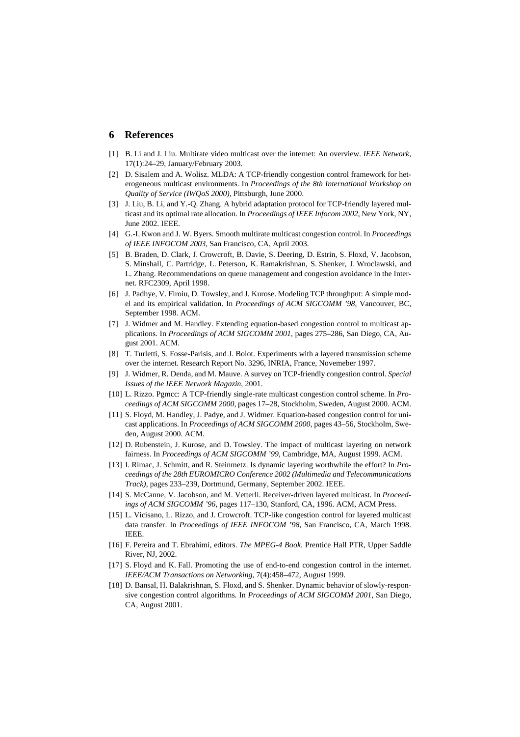## 6 References

[1] B. Li and J. Liu. Multirate video multicast over the internet: An overview. *IEEE Network*, 17(1):24–29, January/February 2003.

[2] D. Sisalem and A. Wolisz. MLDA: A TCP-friendly congestion control framework for heterogeneous multicast environments. In *Proceedings of the 8th International Workshop on Quality of Service (IWQoS 2000)*, Pittsburgh, June 2000.

[3] J. Liu, B. Li, and Y.-Q. Zhang. A hybrid adaptation protocol for TCP-friendly layered multicast and its optimal rate allocation. In *Proceedings of IEEE Infocom 2002*, New York, NY, June 2002. IEEE.

[4] G.-I. Kwon and J. W. Byers. Smooth multirate multicast congestion control. In *Proceedings of IEEE INFOCOM 2003*, San Francisco, CA, April 2003.

[5] B. Braden, D. Clark, J. Crowcroft, B. Davie, S. Deering, D. Estrin, S. Floxd, V. Jacobson, S. Minshall, C. Partridge, L. Peterson, K. Ramakrishnan, S. Shenker, J. Wroclawski, and L. Zhang. Recommendations on queue management and congestion avoidance in the Internet. RFC2309, April 1998.

[6] J. Padhye, V. Firoiu, D. Towsley, and J. Kurose. Modeling TCP throughput: A simple model and its empirical validation. In *Proceedings of ACM SIGCOMM '98*, Vancouver, BC, September 1998. ACM.

[7] J. Widmer and M. Handley. Extending equation-based congestion control to multicast applications. In *Proceedings of ACM SIGCOMM 2001*, pages 275–286, San Diego, CA, August 2001. ACM.

[8] T. Turletti, S. Fosse-Parisis, and J. Bolot. Experiments with a layered transmission scheme over the internet. Research Report No. 3296, INRIA, France, Novemeber 1997.

[9] J. Widmer, R. Denda, and M. Mauve. A survey on TCP-friendly congestion control. *Special Issues of the IEEE Network Magazin*, 2001.

[10] L. Rizzo. Pgmcc: A TCP-friendly single-rate multicast congestion control scheme. In *Proceedings of ACM SIGCOMM 2000*, pages 17–28, Stockholm, Sweden, August 2000. ACM.

[11] S. Floyd, M. Handley, J. Padye, and J. Widmer. Equation-based congestion control for unicast applications. In *Proceedings of ACM SIGCOMM 2000*, pages 43–56, Stockholm, Sweden, August 2000. ACM.

[12] D. Rubenstein, J. Kurose, and D. Towsley. The impact of multicast layering on network fairness. In *Proceedings of ACM SIGCOMM '99*, Cambridge, MA, August 1999. ACM.

[13] I. Rimac, J. Schmitt, and R. Steinmetz. Is dynamic layering worthwhile the effort? In *Proceedings of the 28th EUROMICRO Conference 2002 (Multimedia and Telecommunications Track)*, pages 233–239, Dortmund, Germany, September 2002. IEEE.

[14] S. McCanne, V. Jacobson, and M. Vetterli. Receiver-driven layered multicast. In *Proceedings of ACM SIGCOMM '96*, pages 117–130, Stanford, CA, 1996. ACM, ACM Press.

[15] L. Vicisano, L. Rizzo, and J. Crowcroft. TCP-like congestion control for layered multicast data transfer. In *Proceedings of IEEE INFOCOM '98*, San Francisco, CA, March 1998. IEEE.

[16] F. Pereira and T. Ebrahimi, editors. *The MPEG-4 Book*. Prentice Hall PTR, Upper Saddle River, NJ, 2002.

[17] S. Floyd and K. Fall. Promoting the use of end-to-end congestion control in the internet. *IEEE/ACM Transactions on Networking*, 7(4):458–472, August 1999.

[18] D. Bansal, H. Balakrishnan, S. Floxd, and S. Shenker. Dynamic behavior of slowly-responsive congestion control algorithms. In *Proceedings of ACM SIGCOMM 2001*, San Diego, CA, August 2001.